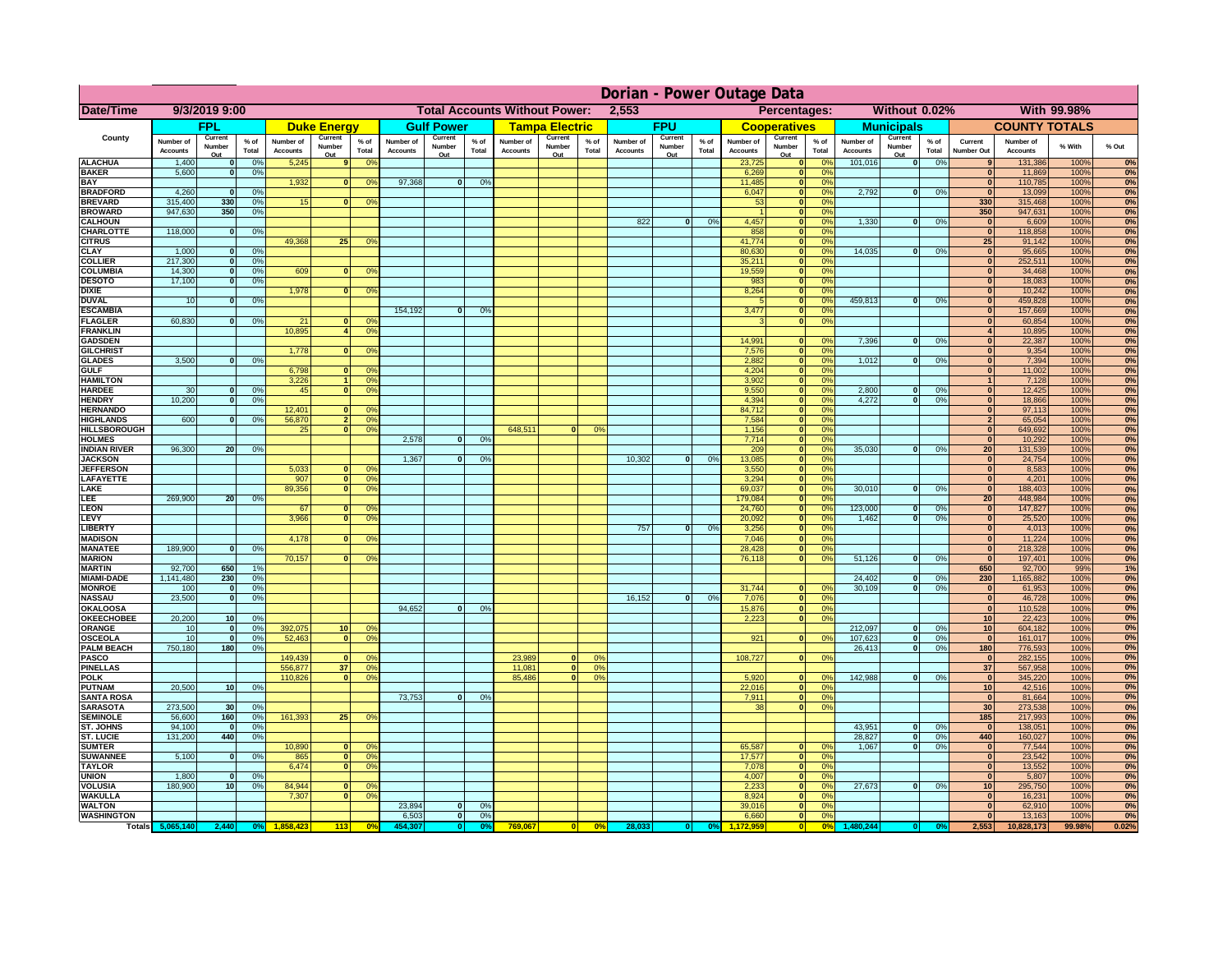# Dorian - Power Outage Data

| Date/Time | 9/3/2019 9:00 | | | | | | | Total Accounts Without Power: | | | 2,553 | | | | | Percentages: | | | Without 0.02% | | | | With 99.98% | | |
|---|---|---|---|---|---|---|---|---|---|---|---|---|---|---|---|---|---|---|---|---|---|---|---|---|---|
| County | FPL | | | Duke Energy | | | Gulf Power | | | Tampa Electric | | | FPU | | | Cooperatives | | | Municipals | | | COUNTY TOTALS | | | |
| | Number of Accounts | Current Number Out | % of Total | Number of Accounts | Current Number Out | % of Total | Number of Accounts | Current Number Out | % of Total | Number of Accounts | Current Number Out | % of Total | Number of Accounts | Current Number Out | % of Total | Number of Accounts | Current Number Out | % of Total | Number of Accounts | Current Number Out | % of Total | Current Number Out | Number of Accounts | % With | % Out |
| ALACHUA | 1,400 | 0 | 0% | 5,245 | 9 | 0% | | | | | | | | | | 23,725 | 0 | 0% | 101,016 | 0 | 0% | 9 | 131,386 | 100% | 0% |
| BAKER | 5,600 | 0 | 0% | | | | | | | | | | | | | 6,269 | 0 | 0% | | | | 0 | 11,869 | 100% | 0% |
| BAY | | | | 1,932 | 0 | 0% | 97,368 | 0 | 0% | | | | | | | 11,485 | 0 | 0% | | | | 0 | 110,785 | 100% | 0% |
| BRADFORD | 4,260 | 0 | 0% | | | | | | | | | | | | | 6,047 | 0 | 0% | 2,792 | 0 | 0% | 0 | 13,099 | 100% | 0% |
| BREVARD | 315,400 | 330 | 0% | 15 | 0 | 0% | | | | | | | | | | 53 | 0 | 0% | | | | 330 | 315,468 | 100% | 0% |
| BROWARD | 947,630 | 350 | 0% | | | | | | | | | | | | | 1 | 0 | 0% | | | | 350 | 947,631 | 100% | 0% |
| CALHOUN | | | | | | | | | | | | | 822 | 0 | 0% | 4,457 | 0 | 0% | 1,330 | 0 | 0% | 0 | 6,609 | 100% | 0% |
| CHARLOTTE | 118,000 | 0 | 0% | | | | | | | | | | | | | 858 | 0 | 0% | | | | 0 | 118,858 | 100% | 0% |
| CITRUS | | | | 49,368 | 25 | 0% | | | | | | | | | | 41,774 | 0 | 0% | | | | 25 | 91,142 | 100% | 0% |
| CLAY | 1,000 | 0 | 0% | | | | | | | | | | | | | 80,630 | 0 | 0% | 14,035 | 0 | 0% | 0 | 95,665 | 100% | 0% |
| COLLIER | 217,300 | 0 | 0% | | | | | | | | | | | | | 35,211 | 0 | 0% | | | | 0 | 252,511 | 100% | 0% |
| COLUMBIA | 14,300 | 0 | 0% | 609 | 0 | 0% | | | | | | | | | | 19,559 | 0 | 0% | | | | 0 | 34,468 | 100% | 0% |
| DESOTO | 17,100 | 0 | 0% | | | | | | | | | | | | | 983 | 0 | 0% | | | | 0 | 18,083 | 100% | 0% |
| DIXIE | | | | 1,978 | 0 | 0% | | | | | | | | | | 8,264 | 0 | 0% | | | | 0 | 10,242 | 100% | 0% |
| DUVAL | 10 | 0 | 0% | | | | | | | | | | | | | 5 | 0 | 0% | 459,813 | 0 | 0% | 0 | 459,828 | 100% | 0% |
| ESCAMBIA | | | | | | | 154,192 | 0 | 0% | | | | | | | 3,477 | 0 | 0% | | | | 0 | 157,669 | 100% | 0% |
| FLAGLER | 60,830 | 0 | 0% | 21 | 0 | 0% | | | | | | | | | | 3 | 0 | 0% | | | | 0 | 60,854 | 100% | 0% |
| FRANKLIN | | | | 10,895 | 4 | 0% | | | | | | | | | | | | | | | | 4 | 10,895 | 100% | 0% |
| GADSDEN | | | | | | | | | | | | | | | | 14,991 | 0 | 0% | 7,396 | 0 | 0% | 0 | 22,387 | 100% | 0% |
| GILCHRIST | | | | 1,778 | 0 | 0% | | | | | | | | | | 7,576 | 0 | 0% | | | | 0 | 9,354 | 100% | 0% |
| GLADES | 3,500 | 0 | 0% | | | | | | | | | | | | | 2,882 | 0 | 0% | 1,012 | 0 | 0% | 0 | 7,394 | 100% | 0% |
| GULF | | | | 6,798 | 0 | 0% | | | | | | | | | | 4,204 | 0 | 0% | | | | 0 | 11,002 | 100% | 0% |
| HAMILTON | | | | 3,226 | 1 | 0% | | | | | | | | | | 3,902 | 0 | 0% | | | | 1 | 7,128 | 100% | 0% |
| HARDEE | 30 | 0 | 0% | 45 | 0 | 0% | | | | | | | | | | 9,550 | 0 | 0% | 2,800 | 0 | 0% | 0 | 12,425 | 100% | 0% |
| HENDRY | 10,200 | 0 | 0% | | | | | | | | | | | | | 4,394 | 0 | 0% | 4,272 | 0 | 0% | 0 | 18,866 | 100% | 0% |
| HERNANDO | | | | 12,401 | 0 | 0% | | | | | | | | | | 84,712 | 0 | 0% | | | | 0 | 97,113 | 100% | 0% |
| HIGHLANDS | 600 | 0 | 0% | 56,870 | 2 | 0% | | | | | | | | | | 7,584 | 0 | 0% | | | | 2 | 65,054 | 100% | 0% |
| HILLSBOROUGH | | | | 25 | 0 | 0% | | | | 648,511 | 0 | 0% | | | | 1,156 | 0 | 0% | | | | 0 | 649,692 | 100% | 0% |
| HOLMES | | | | | | | 2,578 | 0 | 0% | | | | | | | 7,714 | 0 | 0% | | | | 0 | 10,292 | 100% | 0% |
| INDIAN RIVER | 96,300 | 20 | 0% | | | | | | | | | | | | | 209 | 0 | 0% | 35,030 | 0 | 0% | 20 | 131,539 | 100% | 0% |
| JACKSON | | | | | | | 1,367 | 0 | 0% | | | | 10,302 | 0 | 0% | 13,085 | 0 | 0% | | | | 0 | 24,754 | 100% | 0% |
| JEFFERSON | | | | 5,033 | 0 | 0% | | | | | | | | | | 3,550 | 0 | 0% | | | | 0 | 8,583 | 100% | 0% |
| LAFAYETTE | | | | 907 | 0 | 0% | | | | | | | | | | 3,294 | 0 | 0% | | | | 0 | 4,201 | 100% | 0% |
| LAKE | | | | 89,356 | 0 | 0% | | | | | | | | | | 69,037 | 0 | 0% | 30,010 | 0 | 0% | 0 | 188,403 | 100% | 0% |
| LEE | 269,900 | 20 | 0% | | | | | | | | | | | | | 179,084 | 0 | 0% | | | | 20 | 448,984 | 100% | 0% |
| LEON | | | | 67 | 0 | 0% | | | | | | | | | | 24,760 | 0 | 0% | 123,000 | 0 | 0% | 0 | 147,827 | 100% | 0% |
| LEVY | | | | 3,966 | 0 | 0% | | | | | | | | | | 20,092 | 0 | 0% | 1,462 | 0 | 0% | 0 | 25,520 | 100% | 0% |
| LIBERTY | | | | | | | | | | | | | 757 | 0 | 0% | 3,256 | 0 | 0% | | | | 0 | 4,013 | 100% | 0% |
| MADISON | | | | 4,178 | 0 | 0% | | | | | | | | | | 7,046 | 0 | 0% | | | | 0 | 11,224 | 100% | 0% |
| MANATEE | 189,900 | 0 | 0% | | | | | | | | | | | | | 28,428 | 0 | 0% | | | | 0 | 218,328 | 100% | 0% |
| MARION | | | | 70,157 | 0 | 0% | | | | | | | | | | 76,118 | 0 | 0% | 51,126 | 0 | 0% | 0 | 197,401 | 100% | 0% |
| MARTIN | 92,700 | 650 | 1% | | | | | | | | | | | | | | | | | | | 650 | 92,700 | 99% | 1% |
| MIAMI-DADE | 1,141,480 | 230 | 0% | | | | | | | | | | | | | | | | 24,402 | 0 | 0% | 230 | 1,165,882 | 100% | 0% |
| MONROE | 100 | 0 | 0% | | | | | | | | | | | | | 31,744 | 0 | 0% | 30,109 | 0 | 0% | 0 | 61,953 | 100% | 0% |
| NASSAU | 23,500 | 0 | 0% | | | | | | | | | | 16,152 | 0 | 0% | 7,076 | 0 | 0% | | | | 0 | 46,728 | 100% | 0% |
| OKALOOSA | | | | | | | 94,652 | 0 | 0% | | | | | | | 15,876 | 0 | 0% | | | | 0 | 110,528 | 100% | 0% |
| OKEECHOBEE | 20,200 | 10 | 0% | | | | | | | | | | | | | 2,223 | 0 | 0% | | | | 10 | 22,423 | 100% | 0% |
| ORANGE | 10 | 0 | 0% | 392,075 | 10 | 0% | | | | | | | | | | | | | 212,097 | 0 | 0% | 10 | 604,182 | 100% | 0% |
| OSCEOLA | 10 | 0 | 0% | 52,463 | 0 | 0% | | | | | | | | | | 921 | 0 | 0% | 107,623 | 0 | 0% | 0 | 161,017 | 100% | 0% |
| PALM BEACH | 750,180 | 180 | 0% | | | | | | | | | | | | | | | | 26,413 | 0 | 0% | 180 | 776,593 | 100% | 0% |
| PASCO | | | | 149,439 | 0 | 0% | | | | 23,989 | 0 | 0% | | | | 108,727 | 0 | 0% | | | | 0 | 282,155 | 100% | 0% |
| PINELLAS | | | | 556,877 | 37 | 0% | | | | 11,081 | 0 | 0% | | | | | | | | | | 37 | 567,958 | 100% | 0% |
| POLK | | | | 110,826 | 0 | 0% | | | | 85,486 | 0 | 0% | | | | 5,920 | 0 | 0% | 142,988 | 0 | 0% | 0 | 345,220 | 100% | 0% |
| PUTNAM | 20,500 | 10 | 0% | | | | | | | | | | | | | 22,016 | 0 | 0% | | | | 10 | 42,516 | 100% | 0% |
| SANTA ROSA | | | | | | | 73,753 | 0 | 0% | | | | | | | 7,911 | 0 | 0% | | | | 0 | 81,664 | 100% | 0% |
| SARASOTA | 273,500 | 30 | 0% | | | | | | | | | | | | | 38 | 0 | 0% | | | | 30 | 273,538 | 100% | 0% |
| SEMINOLE | 56,600 | 160 | 0% | 161,393 | 25 | 0% | | | | | | | | | | | | | | | | 185 | 217,993 | 100% | 0% |
| ST. JOHNS | 94,100 | 0 | 0% | | | | | | | | | | | | | | | | 43,951 | 0 | 0% | 0 | 138,051 | 100% | 0% |
| ST. LUCIE | 131,200 | 440 | 0% | | | | | | | | | | | | | | | | 28,827 | 0 | 0% | 440 | 160,027 | 100% | 0% |
| SUMTER | | | | 10,890 | 0 | 0% | | | | | | | | | | 65,587 | 0 | 0% | 1,067 | 0 | 0% | 0 | 77,544 | 100% | 0% |
| SUWANNEE | 5,100 | 0 | 0% | 865 | 0 | 0% | | | | | | | | | | 17,577 | 0 | 0% | | | | 0 | 23,542 | 100% | 0% |
| TAYLOR | | | | 6,474 | 0 | 0% | | | | | | | | | | 7,078 | 0 | 0% | | | | 0 | 13,552 | 100% | 0% |
| UNION | 1,800 | 0 | 0% | | | | | | | | | | | | | 4,007 | 0 | 0% | | | | 0 | 5,807 | 100% | 0% |
| VOLUSIA | 180,900 | 10 | 0% | 84,944 | 0 | 0% | | | | | | | | | | 2,233 | 0 | 0% | 27,673 | 0 | 0% | 10 | 295,750 | 100% | 0% |
| WAKULLA | | | | 7,307 | 0 | 0% | | | | | | | | | | 8,924 | 0 | 0% | | | | 0 | 16,231 | 100% | 0% |
| WALTON | | | | | | | 23,894 | 0 | 0% | | | | | | | 39,016 | 0 | 0% | | | | 0 | 62,910 | 100% | 0% |
| WASHINGTON | | | | | | | 6,503 | 0 | 0% | | | | | | | 6,660 | 0 | 0% | | | | 0 | 13,163 | 100% | 0% |
| Totals | 5,065,140 | 2,440 | 0% | 1,858,423 | 113 | 0% | 454,307 | 0 | 0% | 769,067 | 0 | 0% | 28,033 | 0 | 0% | 1,172,959 | 0 | 0% | 1,480,244 | 0 | 0% | 2,553 | 10,828,173 | 99.98% | 0.02% |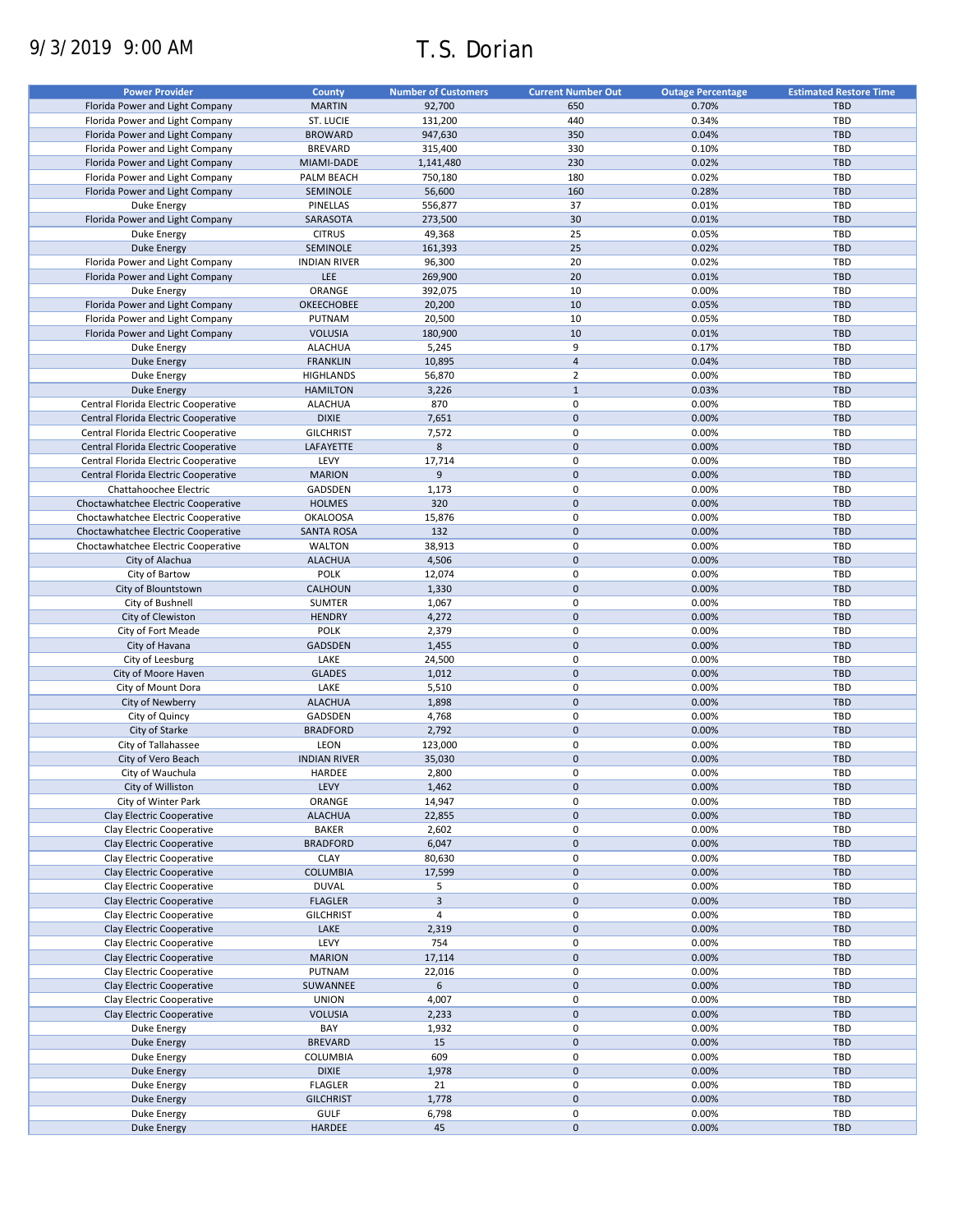9/3/2019 9:00 AM

# T.S. Dorian

| Power Provider | County | Number of Customers | Current Number Out | Outage Percentage | Estimated Restore Time |
|---|---|---|---|---|---|
| Florida Power and Light Company | MARTIN | 92,700 | 650 | 0.70% | TBD |
| Florida Power and Light Company | ST. LUCIE | 131,200 | 440 | 0.34% | TBD |
| Florida Power and Light Company | BROWARD | 947,630 | 350 | 0.04% | TBD |
| Florida Power and Light Company | BREVARD | 315,400 | 330 | 0.10% | TBD |
| Florida Power and Light Company | MIAMI-DADE | 1,141,480 | 230 | 0.02% | TBD |
| Florida Power and Light Company | PALM BEACH | 750,180 | 180 | 0.02% | TBD |
| Florida Power and Light Company | SEMINOLE | 56,600 | 160 | 0.28% | TBD |
| Duke Energy | PINELLAS | 556,877 | 37 | 0.01% | TBD |
| Florida Power and Light Company | SARASOTA | 273,500 | 30 | 0.01% | TBD |
| Duke Energy | CITRUS | 49,368 | 25 | 0.05% | TBD |
| Duke Energy | SEMINOLE | 161,393 | 25 | 0.02% | TBD |
| Florida Power and Light Company | INDIAN RIVER | 96,300 | 20 | 0.02% | TBD |
| Florida Power and Light Company | LEE | 269,900 | 20 | 0.01% | TBD |
| Duke Energy | ORANGE | 392,075 | 10 | 0.00% | TBD |
| Florida Power and Light Company | OKEECHOBEE | 20,200 | 10 | 0.05% | TBD |
| Florida Power and Light Company | PUTNAM | 20,500 | 10 | 0.05% | TBD |
| Florida Power and Light Company | VOLUSIA | 180,900 | 10 | 0.01% | TBD |
| Duke Energy | ALACHUA | 5,245 | 9 | 0.17% | TBD |
| Duke Energy | FRANKLIN | 10,895 | 4 | 0.04% | TBD |
| Duke Energy | HIGHLANDS | 56,870 | 2 | 0.00% | TBD |
| Duke Energy | HAMILTON | 3,226 | 1 | 0.03% | TBD |
| Central Florida Electric Cooperative | ALACHUA | 870 | 0 | 0.00% | TBD |
| Central Florida Electric Cooperative | DIXIE | 7,651 | 0 | 0.00% | TBD |
| Central Florida Electric Cooperative | GILCHRIST | 7,572 | 0 | 0.00% | TBD |
| Central Florida Electric Cooperative | LAFAYETTE | 8 | 0 | 0.00% | TBD |
| Central Florida Electric Cooperative | LEVY | 17,714 | 0 | 0.00% | TBD |
| Central Florida Electric Cooperative | MARION | 9 | 0 | 0.00% | TBD |
| Chattahoochee Electric | GADSDEN | 1,173 | 0 | 0.00% | TBD |
| Choctawhatchee Electric Cooperative | HOLMES | 320 | 0 | 0.00% | TBD |
| Choctawhatchee Electric Cooperative | OKALOOSA | 15,876 | 0 | 0.00% | TBD |
| Choctawhatchee Electric Cooperative | SANTA ROSA | 132 | 0 | 0.00% | TBD |
| Choctawhatchee Electric Cooperative | WALTON | 38,913 | 0 | 0.00% | TBD |
| City of Alachua | ALACHUA | 4,506 | 0 | 0.00% | TBD |
| City of Bartow | POLK | 12,074 | 0 | 0.00% | TBD |
| City of Blountstown | CALHOUN | 1,330 | 0 | 0.00% | TBD |
| City of Bushnell | SUMTER | 1,067 | 0 | 0.00% | TBD |
| City of Clewiston | HENDRY | 4,272 | 0 | 0.00% | TBD |
| City of Fort Meade | POLK | 2,379 | 0 | 0.00% | TBD |
| City of Havana | GADSDEN | 1,455 | 0 | 0.00% | TBD |
| City of Leesburg | LAKE | 24,500 | 0 | 0.00% | TBD |
| City of Moore Haven | GLADES | 1,012 | 0 | 0.00% | TBD |
| City of Mount Dora | LAKE | 5,510 | 0 | 0.00% | TBD |
| City of Newberry | ALACHUA | 1,898 | 0 | 0.00% | TBD |
| City of Quincy | GADSDEN | 4,768 | 0 | 0.00% | TBD |
| City of Starke | BRADFORD | 2,792 | 0 | 0.00% | TBD |
| City of Tallahassee | LEON | 123,000 | 0 | 0.00% | TBD |
| City of Vero Beach | INDIAN RIVER | 35,030 | 0 | 0.00% | TBD |
| City of Wauchula | HARDEE | 2,800 | 0 | 0.00% | TBD |
| City of Williston | LEVY | 1,462 | 0 | 0.00% | TBD |
| City of Winter Park | ORANGE | 14,947 | 0 | 0.00% | TBD |
| Clay Electric Cooperative | ALACHUA | 22,855 | 0 | 0.00% | TBD |
| Clay Electric Cooperative | BAKER | 2,602 | 0 | 0.00% | TBD |
| Clay Electric Cooperative | BRADFORD | 6,047 | 0 | 0.00% | TBD |
| Clay Electric Cooperative | CLAY | 80,630 | 0 | 0.00% | TBD |
| Clay Electric Cooperative | COLUMBIA | 17,599 | 0 | 0.00% | TBD |
| Clay Electric Cooperative | DUVAL | 5 | 0 | 0.00% | TBD |
| Clay Electric Cooperative | FLAGLER | 3 | 0 | 0.00% | TBD |
| Clay Electric Cooperative | GILCHRIST | 4 | 0 | 0.00% | TBD |
| Clay Electric Cooperative | LAKE | 2,319 | 0 | 0.00% | TBD |
| Clay Electric Cooperative | LEVY | 754 | 0 | 0.00% | TBD |
| Clay Electric Cooperative | MARION | 17,114 | 0 | 0.00% | TBD |
| Clay Electric Cooperative | PUTNAM | 22,016 | 0 | 0.00% | TBD |
| Clay Electric Cooperative | SUWANNEE | 6 | 0 | 0.00% | TBD |
| Clay Electric Cooperative | UNION | 4,007 | 0 | 0.00% | TBD |
| Clay Electric Cooperative | VOLUSIA | 2,233 | 0 | 0.00% | TBD |
| Duke Energy | BAY | 1,932 | 0 | 0.00% | TBD |
| Duke Energy | BREVARD | 15 | 0 | 0.00% | TBD |
| Duke Energy | COLUMBIA | 609 | 0 | 0.00% | TBD |
| Duke Energy | DIXIE | 1,978 | 0 | 0.00% | TBD |
| Duke Energy | FLAGLER | 21 | 0 | 0.00% | TBD |
| Duke Energy | GILCHRIST | 1,778 | 0 | 0.00% | TBD |
| Duke Energy | GULF | 6,798 | 0 | 0.00% | TBD |
| Duke Energy | HARDEE | 45 | 0 | 0.00% | TBD |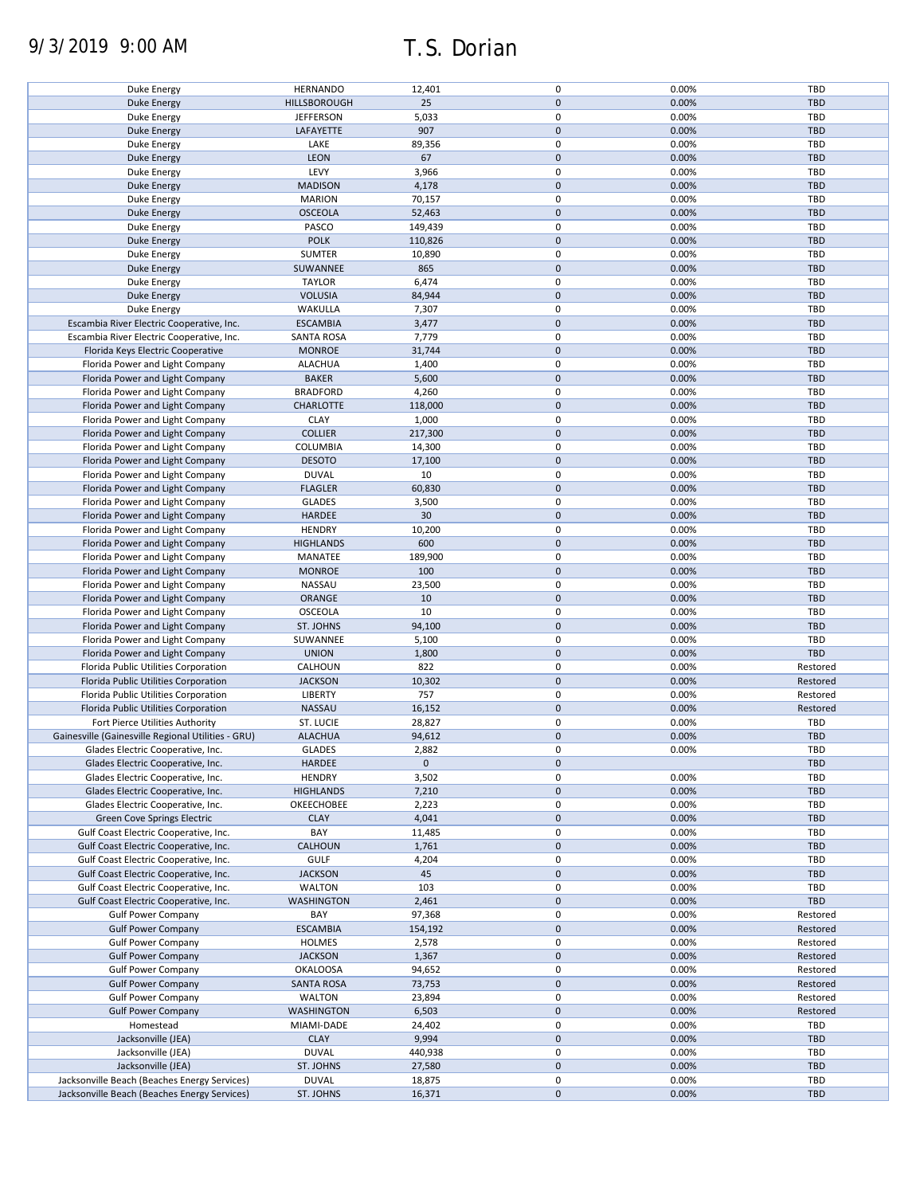9/3/2019 9:00 AM T.S. Dorian

| | | | | | |
|---|---|---|---|---|---|
| Duke Energy | HERNANDO | 12,401 | 0 | 0.00% | TBD |
| Duke Energy | HILLSBOROUGH | 25 | 0 | 0.00% | TBD |
| Duke Energy | JEFFERSON | 5,033 | 0 | 0.00% | TBD |
| Duke Energy | LAFAYETTE | 907 | 0 | 0.00% | TBD |
| Duke Energy | LAKE | 89,356 | 0 | 0.00% | TBD |
| Duke Energy | LEON | 67 | 0 | 0.00% | TBD |
| Duke Energy | LEVY | 3,966 | 0 | 0.00% | TBD |
| Duke Energy | MADISON | 4,178 | 0 | 0.00% | TBD |
| Duke Energy | MARION | 70,157 | 0 | 0.00% | TBD |
| Duke Energy | OSCEOLA | 52,463 | 0 | 0.00% | TBD |
| Duke Energy | PASCO | 149,439 | 0 | 0.00% | TBD |
| Duke Energy | POLK | 110,826 | 0 | 0.00% | TBD |
| Duke Energy | SUMTER | 10,890 | 0 | 0.00% | TBD |
| Duke Energy | SUWANNEE | 865 | 0 | 0.00% | TBD |
| Duke Energy | TAYLOR | 6,474 | 0 | 0.00% | TBD |
| Duke Energy | VOLUSIA | 84,944 | 0 | 0.00% | TBD |
| Duke Energy | WAKULLA | 7,307 | 0 | 0.00% | TBD |
| Escambia River Electric Cooperative, Inc. | ESCAMBIA | 3,477 | 0 | 0.00% | TBD |
| Escambia River Electric Cooperative, Inc. | SANTA ROSA | 7,779 | 0 | 0.00% | TBD |
| Florida Keys Electric Cooperative | MONROE | 31,744 | 0 | 0.00% | TBD |
| Florida Power and Light Company | ALACHUA | 1,400 | 0 | 0.00% | TBD |
| Florida Power and Light Company | BAKER | 5,600 | 0 | 0.00% | TBD |
| Florida Power and Light Company | BRADFORD | 4,260 | 0 | 0.00% | TBD |
| Florida Power and Light Company | CHARLOTTE | 118,000 | 0 | 0.00% | TBD |
| Florida Power and Light Company | CLAY | 1,000 | 0 | 0.00% | TBD |
| Florida Power and Light Company | COLLIER | 217,300 | 0 | 0.00% | TBD |
| Florida Power and Light Company | COLUMBIA | 14,300 | 0 | 0.00% | TBD |
| Florida Power and Light Company | DESOTO | 17,100 | 0 | 0.00% | TBD |
| Florida Power and Light Company | DUVAL | 10 | 0 | 0.00% | TBD |
| Florida Power and Light Company | FLAGLER | 60,830 | 0 | 0.00% | TBD |
| Florida Power and Light Company | GLADES | 3,500 | 0 | 0.00% | TBD |
| Florida Power and Light Company | HARDEE | 30 | 0 | 0.00% | TBD |
| Florida Power and Light Company | HENDRY | 10,200 | 0 | 0.00% | TBD |
| Florida Power and Light Company | HIGHLANDS | 600 | 0 | 0.00% | TBD |
| Florida Power and Light Company | MANATEE | 189,900 | 0 | 0.00% | TBD |
| Florida Power and Light Company | MONROE | 100 | 0 | 0.00% | TBD |
| Florida Power and Light Company | NASSAU | 23,500 | 0 | 0.00% | TBD |
| Florida Power and Light Company | ORANGE | 10 | 0 | 0.00% | TBD |
| Florida Power and Light Company | OSCEOLA | 10 | 0 | 0.00% | TBD |
| Florida Power and Light Company | ST. JOHNS | 94,100 | 0 | 0.00% | TBD |
| Florida Power and Light Company | SUWANNEE | 5,100 | 0 | 0.00% | TBD |
| Florida Power and Light Company | UNION | 1,800 | 0 | 0.00% | TBD |
| Florida Public Utilities Corporation | CALHOUN | 822 | 0 | 0.00% | Restored |
| Florida Public Utilities Corporation | JACKSON | 10,302 | 0 | 0.00% | Restored |
| Florida Public Utilities Corporation | LIBERTY | 757 | 0 | 0.00% | Restored |
| Florida Public Utilities Corporation | NASSAU | 16,152 | 0 | 0.00% | Restored |
| Fort Pierce Utilities Authority | ST. LUCIE | 28,827 | 0 | 0.00% | TBD |
| Gainesville (Gainesville Regional Utilities - GRU) | ALACHUA | 94,612 | 0 | 0.00% | TBD |
| Glades Electric Cooperative, Inc. | GLADES | 2,882 | 0 | 0.00% | TBD |
| Glades Electric Cooperative, Inc. | HARDEE | 0 | 0 | | TBD |
| Glades Electric Cooperative, Inc. | HENDRY | 3,502 | 0 | 0.00% | TBD |
| Glades Electric Cooperative, Inc. | HIGHLANDS | 7,210 | 0 | 0.00% | TBD |
| Glades Electric Cooperative, Inc. | OKEECHOBEE | 2,223 | 0 | 0.00% | TBD |
| Green Cove Springs Electric | CLAY | 4,041 | 0 | 0.00% | TBD |
| Gulf Coast Electric Cooperative, Inc. | BAY | 11,485 | 0 | 0.00% | TBD |
| Gulf Coast Electric Cooperative, Inc. | CALHOUN | 1,761 | 0 | 0.00% | TBD |
| Gulf Coast Electric Cooperative, Inc. | GULF | 4,204 | 0 | 0.00% | TBD |
| Gulf Coast Electric Cooperative, Inc. | JACKSON | 45 | 0 | 0.00% | TBD |
| Gulf Coast Electric Cooperative, Inc. | WALTON | 103 | 0 | 0.00% | TBD |
| Gulf Coast Electric Cooperative, Inc. | WASHINGTON | 2,461 | 0 | 0.00% | TBD |
| Gulf Power Company | BAY | 97,368 | 0 | 0.00% | Restored |
| Gulf Power Company | ESCAMBIA | 154,192 | 0 | 0.00% | Restored |
| Gulf Power Company | HOLMES | 2,578 | 0 | 0.00% | Restored |
| Gulf Power Company | JACKSON | 1,367 | 0 | 0.00% | Restored |
| Gulf Power Company | OKALOOSA | 94,652 | 0 | 0.00% | Restored |
| Gulf Power Company | SANTA ROSA | 73,753 | 0 | 0.00% | Restored |
| Gulf Power Company | WALTON | 23,894 | 0 | 0.00% | Restored |
| Gulf Power Company | WASHINGTON | 6,503 | 0 | 0.00% | Restored |
| Homestead | MIAMI-DADE | 24,402 | 0 | 0.00% | TBD |
| Jacksonville (JEA) | CLAY | 9,994 | 0 | 0.00% | TBD |
| Jacksonville (JEA) | DUVAL | 440,938 | 0 | 0.00% | TBD |
| Jacksonville (JEA) | ST. JOHNS | 27,580 | 0 | 0.00% | TBD |
| Jacksonville Beach (Beaches Energy Services) | DUVAL | 18,875 | 0 | 0.00% | TBD |
| Jacksonville Beach (Beaches Energy Services) | ST. JOHNS | 16,371 | 0 | 0.00% | TBD |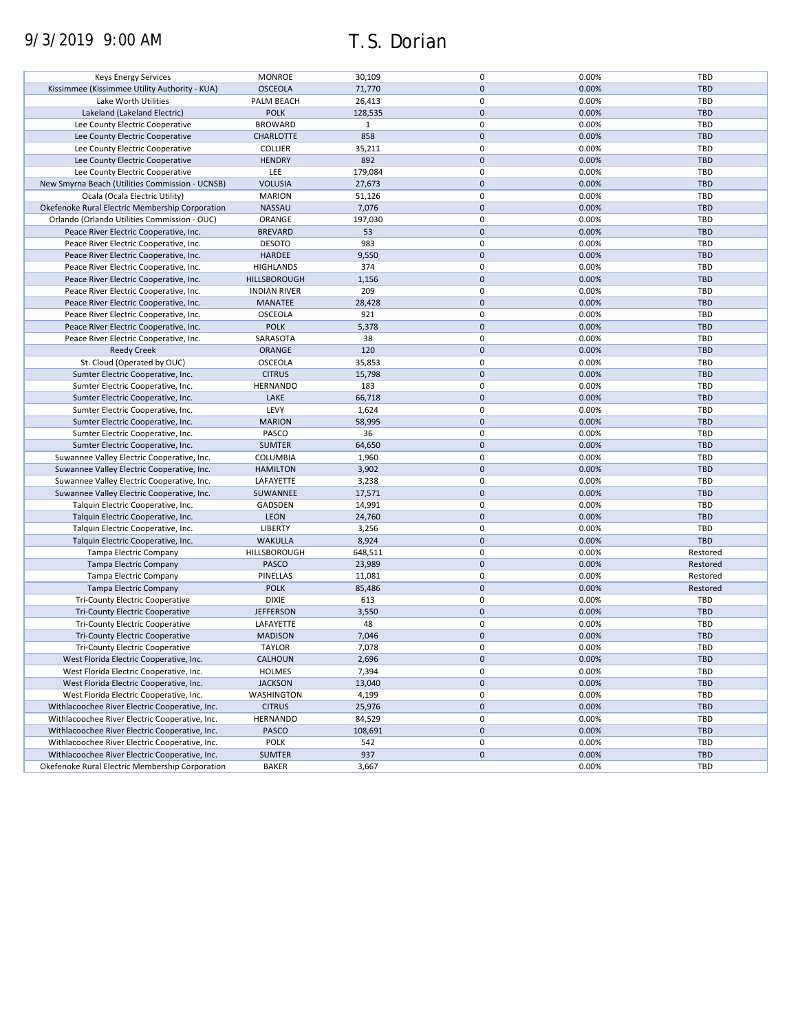# 9/3/2019 9:00 AM T.S. Dorian

| | | | | | |
|---|---|---|---|---|---|
| Keys Energy Services | MONROE | 30,109 | 0 | 0.00% | TBD |
| Kissimmee (Kissimmee Utility Authority - KUA) | OSCEOLA | 71,770 | 0 | 0.00% | TBD |
| Lake Worth Utilities | PALM BEACH | 26,413 | 0 | 0.00% | TBD |
| Lakeland (Lakeland Electric) | POLK | 128,535 | 0 | 0.00% | TBD |
| Lee County Electric Cooperative | BROWARD | 1 | 0 | 0.00% | TBD |
| Lee County Electric Cooperative | CHARLOTTE | 858 | 0 | 0.00% | TBD |
| Lee County Electric Cooperative | COLLIER | 35,211 | 0 | 0.00% | TBD |
| Lee County Electric Cooperative | HENDRY | 892 | 0 | 0.00% | TBD |
| Lee County Electric Cooperative | LEE | 179,084 | 0 | 0.00% | TBD |
| New Smyrna Beach (Utilities Commission - UCNSB) | VOLUSIA | 27,673 | 0 | 0.00% | TBD |
| Ocala (Ocala Electric Utility) | MARION | 51,126 | 0 | 0.00% | TBD |
| Okefenoke Rural Electric Membership Corporation | NASSAU | 7,076 | 0 | 0.00% | TBD |
| Orlando (Orlando Utilities Commission - OUC) | ORANGE | 197,030 | 0 | 0.00% | TBD |
| Peace River Electric Cooperative, Inc. | BREVARD | 53 | 0 | 0.00% | TBD |
| Peace River Electric Cooperative, Inc. | DESOTO | 983 | 0 | 0.00% | TBD |
| Peace River Electric Cooperative, Inc. | HARDEE | 9,550 | 0 | 0.00% | TBD |
| Peace River Electric Cooperative, Inc. | HIGHLANDS | 374 | 0 | 0.00% | TBD |
| Peace River Electric Cooperative, Inc. | HILLSBOROUGH | 1,156 | 0 | 0.00% | TBD |
| Peace River Electric Cooperative, Inc. | INDIAN RIVER | 209 | 0 | 0.00% | TBD |
| Peace River Electric Cooperative, Inc. | MANATEE | 28,428 | 0 | 0.00% | TBD |
| Peace River Electric Cooperative, Inc. | OSCEOLA | 921 | 0 | 0.00% | TBD |
| Peace River Electric Cooperative, Inc. | POLK | 5,378 | 0 | 0.00% | TBD |
| Peace River Electric Cooperative, Inc. | SARASOTA | 38 | 0 | 0.00% | TBD |
| Reedy Creek | ORANGE | 120 | 0 | 0.00% | TBD |
| St. Cloud (Operated by OUC) | OSCEOLA | 35,853 | 0 | 0.00% | TBD |
| Sumter Electric Cooperative, Inc. | CITRUS | 15,798 | 0 | 0.00% | TBD |
| Sumter Electric Cooperative, Inc. | HERNANDO | 183 | 0 | 0.00% | TBD |
| Sumter Electric Cooperative, Inc. | LAKE | 66,718 | 0 | 0.00% | TBD |
| Sumter Electric Cooperative, Inc. | LEVY | 1,624 | 0 | 0.00% | TBD |
| Sumter Electric Cooperative, Inc. | MARION | 58,995 | 0 | 0.00% | TBD |
| Sumter Electric Cooperative, Inc. | PASCO | 36 | 0 | 0.00% | TBD |
| Sumter Electric Cooperative, Inc. | SUMTER | 64,650 | 0 | 0.00% | TBD |
| Suwannee Valley Electric Cooperative, Inc. | COLUMBIA | 1,960 | 0 | 0.00% | TBD |
| Suwannee Valley Electric Cooperative, Inc. | HAMILTON | 3,902 | 0 | 0.00% | TBD |
| Suwannee Valley Electric Cooperative, Inc. | LAFAYETTE | 3,238 | 0 | 0.00% | TBD |
| Suwannee Valley Electric Cooperative, Inc. | SUWANNEE | 17,571 | 0 | 0.00% | TBD |
| Talquin Electric Cooperative, Inc. | GADSDEN | 14,991 | 0 | 0.00% | TBD |
| Talquin Electric Cooperative, Inc. | LEON | 24,760 | 0 | 0.00% | TBD |
| Talquin Electric Cooperative, Inc. | LIBERTY | 3,256 | 0 | 0.00% | TBD |
| Talquin Electric Cooperative, Inc. | WAKULLA | 8,924 | 0 | 0.00% | TBD |
| Tampa Electric Company | HILLSBOROUGH | 648,511 | 0 | 0.00% | Restored |
| Tampa Electric Company | PASCO | 23,989 | 0 | 0.00% | Restored |
| Tampa Electric Company | PINELLAS | 11,081 | 0 | 0.00% | Restored |
| Tampa Electric Company | POLK | 85,486 | 0 | 0.00% | Restored |
| Tri-County Electric Cooperative | DIXIE | 613 | 0 | 0.00% | TBD |
| Tri-County Electric Cooperative | JEFFERSON | 3,550 | 0 | 0.00% | TBD |
| Tri-County Electric Cooperative | LAFAYETTE | 48 | 0 | 0.00% | TBD |
| Tri-County Electric Cooperative | MADISON | 7,046 | 0 | 0.00% | TBD |
| Tri-County Electric Cooperative | TAYLOR | 7,078 | 0 | 0.00% | TBD |
| West Florida Electric Cooperative, Inc. | CALHOUN | 2,696 | 0 | 0.00% | TBD |
| West Florida Electric Cooperative, Inc. | HOLMES | 7,394 | 0 | 0.00% | TBD |
| West Florida Electric Cooperative, Inc. | JACKSON | 13,040 | 0 | 0.00% | TBD |
| West Florida Electric Cooperative, Inc. | WASHINGTON | 4,199 | 0 | 0.00% | TBD |
| Withlacoochee River Electric Cooperative, Inc. | CITRUS | 25,976 | 0 | 0.00% | TBD |
| Withlacoochee River Electric Cooperative, Inc. | HERNANDO | 84,529 | 0 | 0.00% | TBD |
| Withlacoochee River Electric Cooperative, Inc. | PASCO | 108,691 | 0 | 0.00% | TBD |
| Withlacoochee River Electric Cooperative, Inc. | POLK | 542 | 0 | 0.00% | TBD |
| Withlacoochee River Electric Cooperative, Inc. | SUMTER | 937 | 0 | 0.00% | TBD |
| Okefenoke Rural Electric Membership Corporation | BAKER | 3,667 | | 0.00% | TBD |